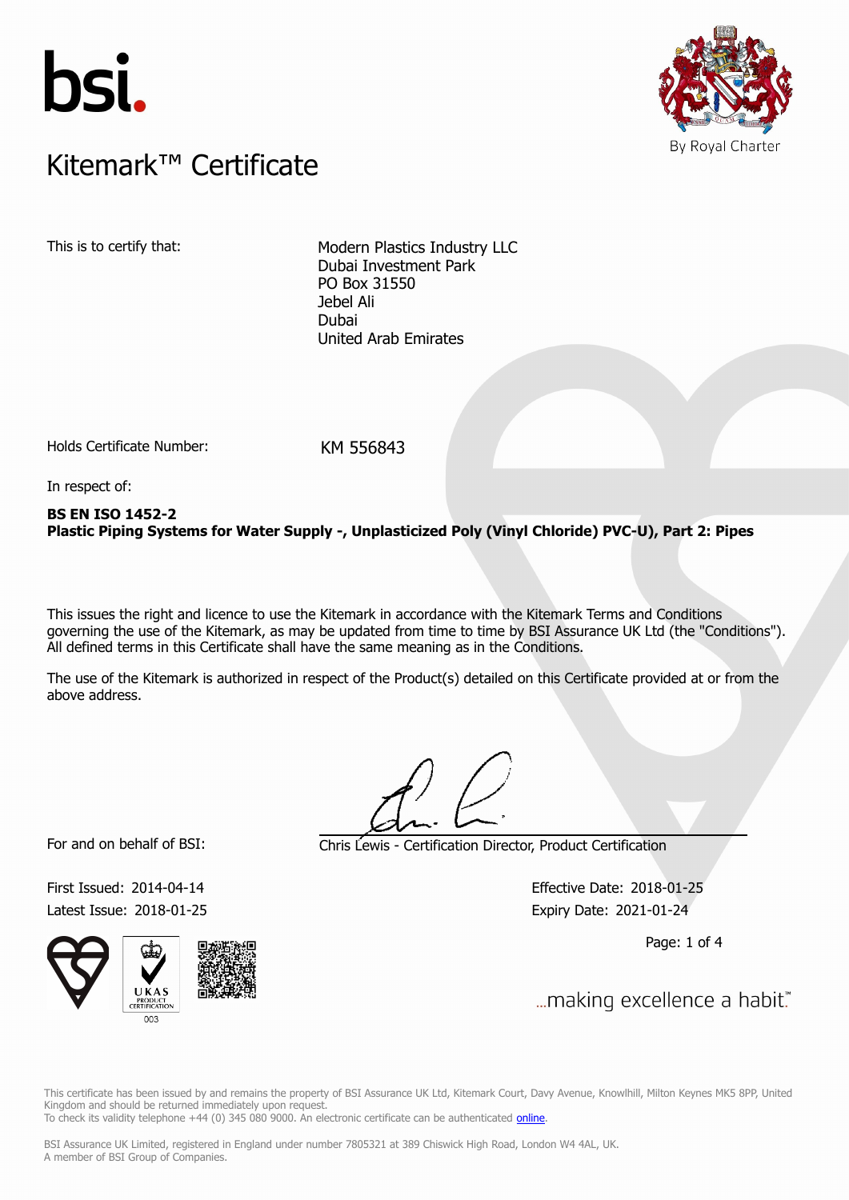bsi.

# Kitemark™ Certificate

By Royal Charter

This is to certify that:

Modern Plastics Industry LLC
Dubai Investment Park
PO Box 31550
Jebel Ali
Dubai
United Arab Emirates

Holds Certificate Number: KM 556843

In respect of:

**BS EN ISO 1452-2**
**Plastic Piping Systems for Water Supply -, Unplasticized Poly (Vinyl Chloride) PVC-U), Part 2: Pipes**

This issues the right and licence to use the Kitemark in accordance with the Kitemark Terms and Conditions governing the use of the Kitemark, as may be updated from time to time by BSI Assurance UK Ltd (the "Conditions"). All defined terms in this Certificate shall have the same meaning as in the Conditions.

The use of the Kitemark is authorized in respect of the Product(s) detailed on this Certificate provided at or from the above address.

For and on behalf of BSI: Chris Lewis - Certification Director, Product Certification

First Issued: 2014-04-14
Latest Issue: 2018-01-25

Effective Date: 2018-01-25
Expiry Date: 2021-01-24

UKAS PRODUCT CERTIFICATION 003

...making excellence a habit.™

This certificate has been issued by and remains the property of BSI Assurance UK Ltd, Kitemark Court, Davy Avenue, Knowlhill, Milton Keynes MK5 8PP, United Kingdom and should be returned immediately upon request.
To check its validity telephone +44 (0) 345 080 9000. An electronic certificate can be authenticated online.

BSI Assurance UK Limited, registered in England under number 7805321 at 389 Chiswick High Road, London W4 4AL, UK.
A member of BSI Group of Companies.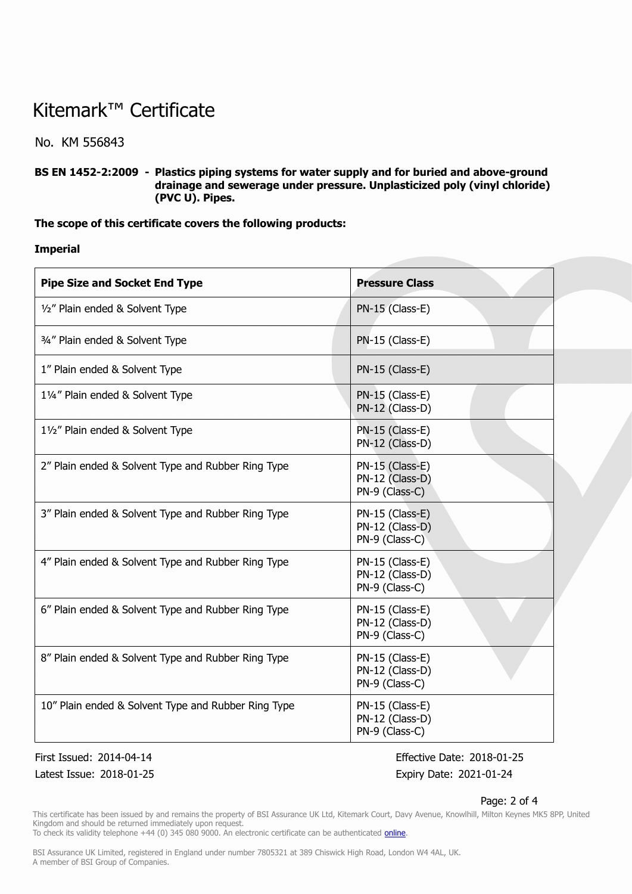# Kitemark™ Certificate

No. KM 556843

**BS EN 1452-2:2009 - Plastics piping systems for water supply and for buried and above-ground drainage and sewerage under pressure. Unplasticized poly (vinyl chloride) (PVC U). Pipes.**

**The scope of this certificate covers the following products:**

**Imperial**

| Pipe Size and Socket End Type | Pressure Class |
|---|---|
| ½" Plain ended & Solvent Type | PN-15 (Class-E) |
| ¾" Plain ended & Solvent Type | PN-15 (Class-E) |
| 1" Plain ended & Solvent Type | PN-15 (Class-E) |
| 1¼" Plain ended & Solvent Type | PN-15 (Class-E)<br>PN-12 (Class-D) |
| 1½" Plain ended & Solvent Type | PN-15 (Class-E)<br>PN-12 (Class-D) |
| 2" Plain ended & Solvent Type and Rubber Ring Type | PN-15 (Class-E)<br>PN-12 (Class-D)<br>PN-9 (Class-C) |
| 3" Plain ended & Solvent Type and Rubber Ring Type | PN-15 (Class-E)<br>PN-12 (Class-D)<br>PN-9 (Class-C) |
| 4" Plain ended & Solvent Type and Rubber Ring Type | PN-15 (Class-E)<br>PN-12 (Class-D)<br>PN-9 (Class-C) |
| 6" Plain ended & Solvent Type and Rubber Ring Type | PN-15 (Class-E)<br>PN-12 (Class-D)<br>PN-9 (Class-C) |
| 8" Plain ended & Solvent Type and Rubber Ring Type | PN-15 (Class-E)<br>PN-12 (Class-D)<br>PN-9 (Class-C) |
| 10" Plain ended & Solvent Type and Rubber Ring Type | PN-15 (Class-E)<br>PN-12 (Class-D)<br>PN-9 (Class-C) |

First Issued: 2014-04-14
Latest Issue: 2018-01-25

Effective Date: 2018-01-25
Expiry Date: 2021-01-24

This certificate has been issued by and remains the property of BSI Assurance UK Ltd, Kitemark Court, Davy Avenue, Knowlhill, Milton Keynes MK5 8PP, United Kingdom and should be returned immediately upon request.
To check its validity telephone +44 (0) 345 080 9000. An electronic certificate can be authenticated online.

BSI Assurance UK Limited, registered in England under number 7805321 at 389 Chiswick High Road, London W4 4AL, UK.
A member of BSI Group of Companies.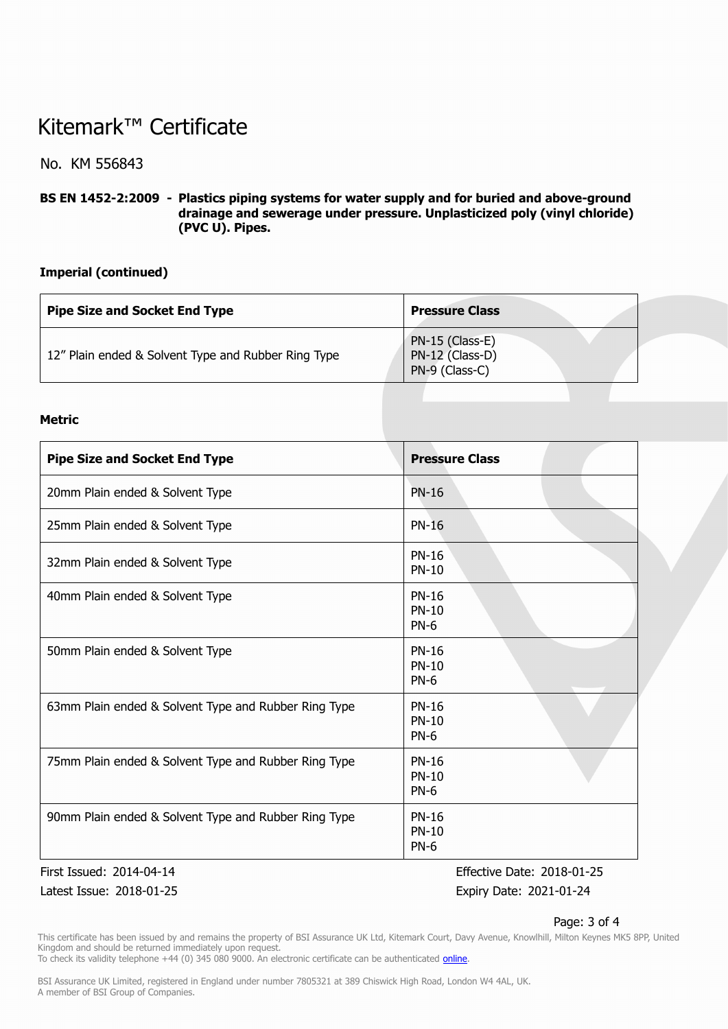# Kitemark™ Certificate

No. KM 556843

**BS EN 1452-2:2009 - Plastics piping systems for water supply and for buried and above-ground drainage and sewerage under pressure. Unplasticized poly (vinyl chloride) (PVC U). Pipes.**

**Imperial (continued)**

| Pipe Size and Socket End Type | Pressure Class |
|---|---|
| 12" Plain ended & Solvent Type and Rubber Ring Type | PN-15 (Class-E)<br>PN-12 (Class-D)<br>PN-9 (Class-C) |

**Metric**

| Pipe Size and Socket End Type | Pressure Class |
|---|---|
| 20mm Plain ended & Solvent Type | PN-16 |
| 25mm Plain ended & Solvent Type | PN-16 |
| 32mm Plain ended & Solvent Type | PN-16<br>PN-10 |
| 40mm Plain ended & Solvent Type | PN-16<br>PN-10<br>PN-6 |
| 50mm Plain ended & Solvent Type | PN-16<br>PN-10<br>PN-6 |
| 63mm Plain ended & Solvent Type and Rubber Ring Type | PN-16<br>PN-10<br>PN-6 |
| 75mm Plain ended & Solvent Type and Rubber Ring Type | PN-16<br>PN-10<br>PN-6 |
| 90mm Plain ended & Solvent Type and Rubber Ring Type | PN-16<br>PN-10<br>PN-6 |

First Issued: 2014-04-14
Latest Issue: 2018-01-25

Effective Date: 2018-01-25
Expiry Date: 2021-01-24

This certificate has been issued by and remains the property of BSI Assurance UK Ltd, Kitemark Court, Davy Avenue, Knowlhill, Milton Keynes MK5 8PP, United Kingdom and should be returned immediately upon request.
To check its validity telephone +44 (0) 345 080 9000. An electronic certificate can be authenticated online.

BSI Assurance UK Limited, registered in England under number 7805321 at 389 Chiswick High Road, London W4 4AL, UK.
A member of BSI Group of Companies.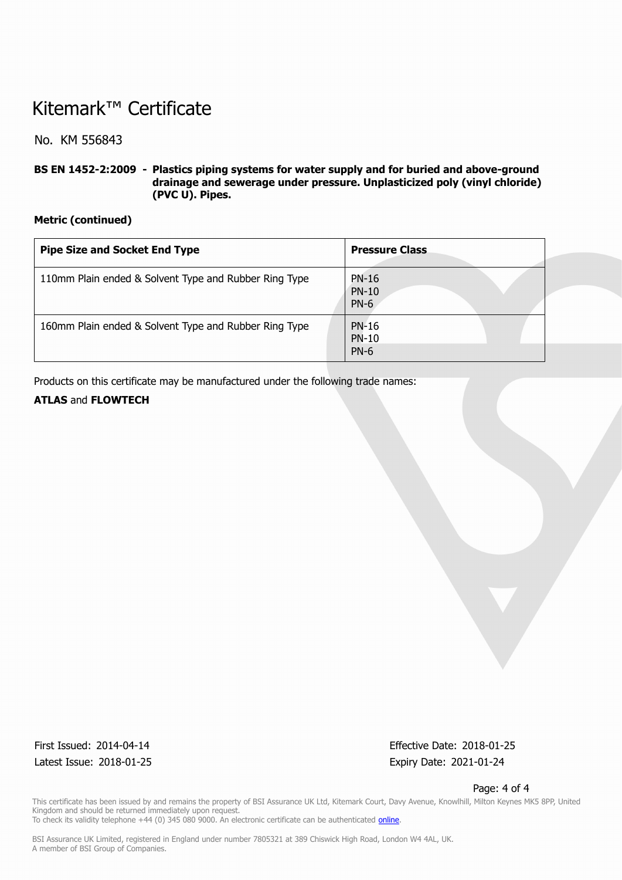# Kitemark™ Certificate

No. KM 556843

**BS EN 1452-2:2009 - Plastics piping systems for water supply and for buried and above-ground drainage and sewerage under pressure. Unplasticized poly (vinyl chloride) (PVC U). Pipes.**

**Metric (continued)**

| Pipe Size and Socket End Type | Pressure Class |
| --- | --- |
| 110mm Plain ended & Solvent Type and Rubber Ring Type | PN-16<br>PN-10<br>PN-6 |
| 160mm Plain ended & Solvent Type and Rubber Ring Type | PN-16<br>PN-10<br>PN-6 |

Products on this certificate may be manufactured under the following trade names:

**ATLAS** and **FLOWTECH**

First Issued: 2014-04-14
Latest Issue: 2018-01-25

Effective Date: 2018-01-25
Expiry Date: 2021-01-24

This certificate has been issued by and remains the property of BSI Assurance UK Ltd, Kitemark Court, Davy Avenue, Knowlhill, Milton Keynes MK5 8PP, United Kingdom and should be returned immediately upon request.
To check its validity telephone +44 (0) 345 080 9000. An electronic certificate can be authenticated online.

BSI Assurance UK Limited, registered in England under number 7805321 at 389 Chiswick High Road, London W4 4AL, UK.
A member of BSI Group of Companies.